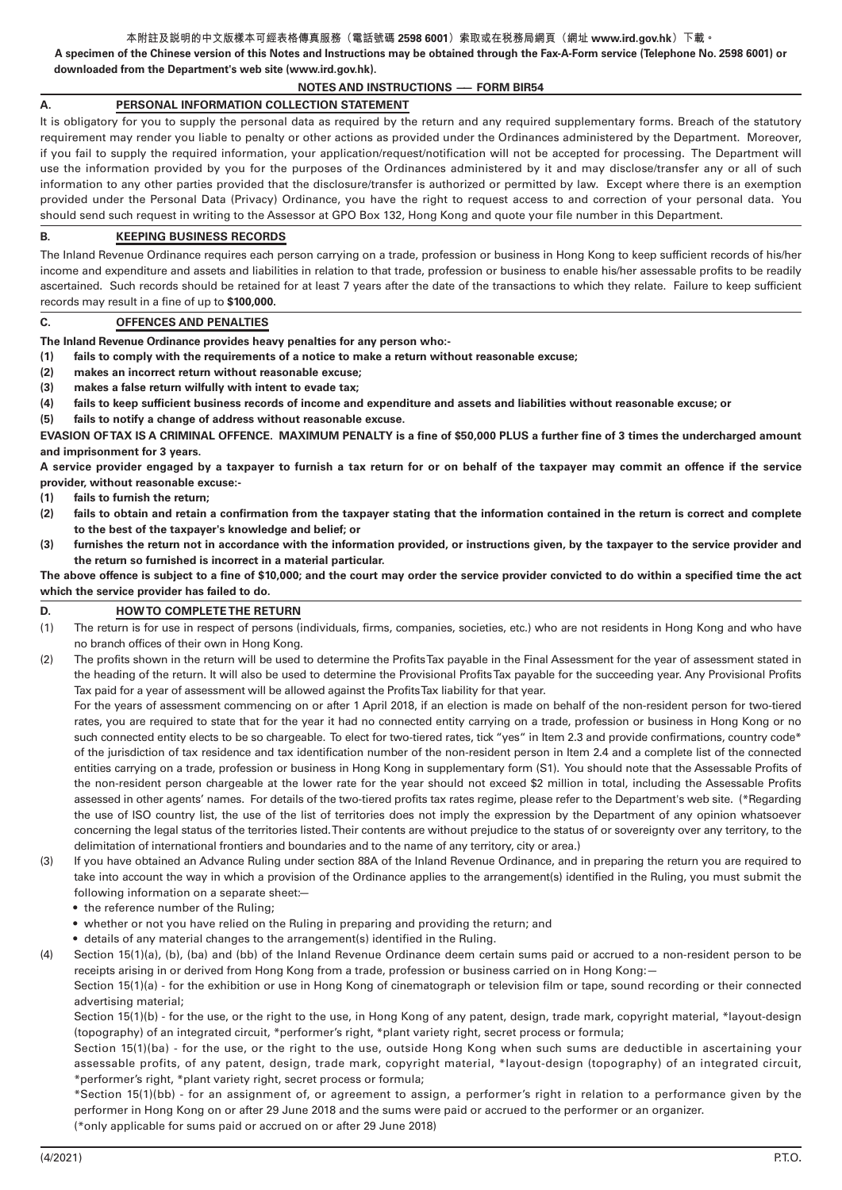本附註及說明的中文版樣本可經表格傳真服務（電話號碼 **2598 6001**）索取或在税務局網頁（網址 **www.ird.gov.hk**）下載。

**A specimen of the Chinese version of this Notes and Instructions may be obtained through the Fax-A-Form service (Telephone No. 2598 6001) or downloaded from the Department's web site (www.ird.gov.hk).**

**NOTES AND INSTRUCTIONS — FORM BIR54**

## A. PERSONAL INFORMATION COLLECTION STATEMENT

It is obligatory for you to supply the personal data as required by the return and any required supplementary forms. Breach of the statutory requirement may render you liable to penalty or other actions as provided under the Ordinances administered by the Department. Moreover, if you fail to supply the required information, your application/request/notification will not be accepted for processing. The Department will use the information provided by you for the purposes of the Ordinances administered by it and may disclose/transfer any or all of such information to any other parties provided that the disclosure/transfer is authorized or permitted by law. Except where there is an exemption provided under the Personal Data (Privacy) Ordinance, you have the right to request access to and correction of your personal data. You should send such request in writing to the Assessor at GPO Box 132, Hong Kong and quote your file number in this Department.

## B. KEEPING BUSINESS RECORDS

The Inland Revenue Ordinance requires each person carrying on a trade, profession or business in Hong Kong to keep sufficient records of his/her income and expenditure and assets and liabilities in relation to that trade, profession or business to enable his/her assessable profits to be readily ascertained. Such records should be retained for at least 7 years after the date of the transactions to which they relate. Failure to keep sufficient records may result in a fine of up to **$100,000.**

## C. OFFENCES AND PENALTIES

**The Inland Revenue Ordinance provides heavy penalties for any person who:-**

**(1) fails to comply with the requirements of a notice to make a return without reasonable excuse;**

**(2) makes an incorrect return without reasonable excuse;**

**(3) makes a false return wilfully with intent to evade tax;**

**(4) fails to keep sufficient business records of income and expenditure and assets and liabilities without reasonable excuse; or**

**(5) fails to notify a change of address without reasonable excuse.**

**EVASION OF TAX IS A CRIMINAL OFFENCE. MAXIMUM PENALTY is a fine of $50,000 PLUS a further fine of 3 times the undercharged amount and imprisonment for 3 years.**

**A service provider engaged by a taxpayer to furnish a tax return for or on behalf of the taxpayer may commit an offence if the service provider, without reasonable excuse:-**

**(1) fails to furnish the return;**

**(2) fails to obtain and retain a confirmation from the taxpayer stating that the information contained in the return is correct and complete to the best of the taxpayer's knowledge and belief; or**

**(3) furnishes the return not in accordance with the information provided, or instructions given, by the taxpayer to the service provider and the return so furnished is incorrect in a material particular.**

**The above offence is subject to a fine of $10,000; and the court may order the service provider convicted to do within a specified time the act which the service provider has failed to do.**

## D. HOW TO COMPLETE THE RETURN

(1) The return is for use in respect of persons (individuals, firms, companies, societies, etc.) who are not residents in Hong Kong and who have no branch offices of their own in Hong Kong.

(2) The profits shown in the return will be used to determine the Profits Tax payable in the Final Assessment for the year of assessment stated in the heading of the return. It will also be used to determine the Provisional Profits Tax payable for the succeeding year. Any Provisional Profits Tax paid for a year of assessment will be allowed against the Profits Tax liability for that year.

For the years of assessment commencing on or after 1 April 2018, if an election is made on behalf of the non-resident person for two-tiered rates, you are required to state that for the year it had no connected entity carrying on a trade, profession or business in Hong Kong or no such connected entity elects to be so chargeable. To elect for two-tiered rates, tick "yes" in Item 2.3 and provide confirmations, country code* of the jurisdiction of tax residence and tax identification number of the non-resident person in Item 2.4 and a complete list of the connected entities carrying on a trade, profession or business in Hong Kong in supplementary form (S1). You should note that the Assessable Profits of the non-resident person chargeable at the lower rate for the year should not exceed $2 million in total, including the Assessable Profits assessed in other agents' names. For details of the two-tiered profits tax rates regime, please refer to the Department's web site. (*Regarding the use of ISO country list, the use of the list of territories does not imply the expression by the Department of any opinion whatsoever concerning the legal status of the territories listed. Their contents are without prejudice to the status of or sovereignty over any territory, to the delimitation of international frontiers and boundaries and to the name of any territory, city or area.)

(3) If you have obtained an Advance Ruling under section 88A of the Inland Revenue Ordinance, and in preparing the return you are required to take into account the way in which a provision of the Ordinance applies to the arrangement(s) identified in the Ruling, you must submit the following information on a separate sheet:—

- the reference number of the Ruling;
- whether or not you have relied on the Ruling in preparing and providing the return; and
- details of any material changes to the arrangement(s) identified in the Ruling.

(4) Section 15(1)(a), (b), (ba) and (bb) of the Inland Revenue Ordinance deem certain sums paid or accrued to a non-resident person to be receipts arising in or derived from Hong Kong from a trade, profession or business carried on in Hong Kong:—

Section 15(1)(a) - for the exhibition or use in Hong Kong of cinematograph or television film or tape, sound recording or their connected advertising material;

Section 15(1)(b) - for the use, or the right to the use, in Hong Kong of any patent, design, trade mark, copyright material, *layout-design (topography) of an integrated circuit, *performer's right, *plant variety right, secret process or formula;

Section 15(1)(ba) - for the use, or the right to the use, outside Hong Kong when such sums are deductible in ascertaining your assessable profits, of any patent, design, trade mark, copyright material, *layout-design (topography) of an integrated circuit, *performer's right, *plant variety right, secret process or formula;

*Section 15(1)(bb) - for an assignment of, or agreement to assign, a performer's right in relation to a performance given by the performer in Hong Kong on or after 29 June 2018 and the sums were paid or accrued to the performer or an organizer.

(*only applicable for sums paid or accrued on or after 29 June 2018)

(4/2021) P.T.O.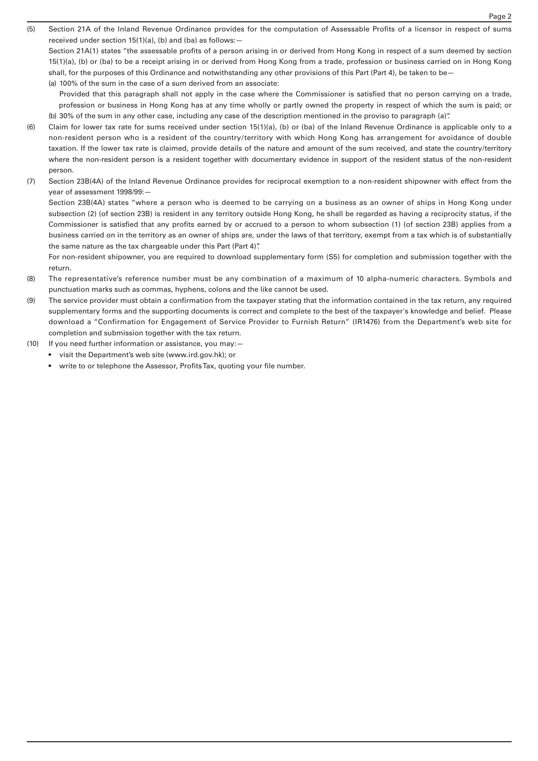(5) Section 21A of the Inland Revenue Ordinance provides for the computation of Assessable Profits of a licensor in respect of sums received under section 15(1)(a), (b) and (ba) as follows:—

Section 21A(1) states "the assessable profits of a person arising in or derived from Hong Kong in respect of a sum deemed by section 15(1)(a), (b) or (ba) to be a receipt arising in or derived from Hong Kong from a trade, profession or business carried on in Hong Kong shall, for the purposes of this Ordinance and notwithstanding any other provisions of this Part (Part 4), be taken to be—

(a) 100% of the sum in the case of a sum derived from an associate:

Provided that this paragraph shall not apply in the case where the Commissioner is satisfied that no person carrying on a trade, profession or business in Hong Kong has at any time wholly or partly owned the property in respect of which the sum is paid; or

(b) 30% of the sum in any other case, including any case of the description mentioned in the proviso to paragraph (a)".

(6) Claim for lower tax rate for sums received under section 15(1)(a), (b) or (ba) of the Inland Revenue Ordinance is applicable only to a non-resident person who is a resident of the country/territory with which Hong Kong has arrangement for avoidance of double taxation. If the lower tax rate is claimed, provide details of the nature and amount of the sum received, and state the country/territory where the non-resident person is a resident together with documentary evidence in support of the resident status of the non-resident person.

(7) Section 23B(4A) of the Inland Revenue Ordinance provides for reciprocal exemption to a non-resident shipowner with effect from the year of assessment 1998/99:—

Section 23B(4A) states "where a person who is deemed to be carrying on a business as an owner of ships in Hong Kong under subsection (2) (of section 23B) is resident in any territory outside Hong Kong, he shall be regarded as having a reciprocity status, if the Commissioner is satisfied that any profits earned by or accrued to a person to whom subsection (1) (of section 23B) applies from a business carried on in the territory as an owner of ships are, under the laws of that territory, exempt from a tax which is of substantially the same nature as the tax chargeable under this Part (Part 4)".

For non-resident shipowner, you are required to download supplementary form (S5) for completion and submission together with the return.

(8) The representative's reference number must be any combination of a maximum of 10 alpha-numeric characters. Symbols and punctuation marks such as commas, hyphens, colons and the like cannot be used.

(9) The service provider must obtain a confirmation from the taxpayer stating that the information contained in the tax return, any required supplementary forms and the supporting documents is correct and complete to the best of the taxpayer's knowledge and belief. Please download a "Confirmation for Engagement of Service Provider to Furnish Return" (IR1476) from the Department's web site for completion and submission together with the tax return.

(10) If you need further information or assistance, you may:—

- visit the Department's web site (www.ird.gov.hk); or
- write to or telephone the Assessor, Profits Tax, quoting your file number.